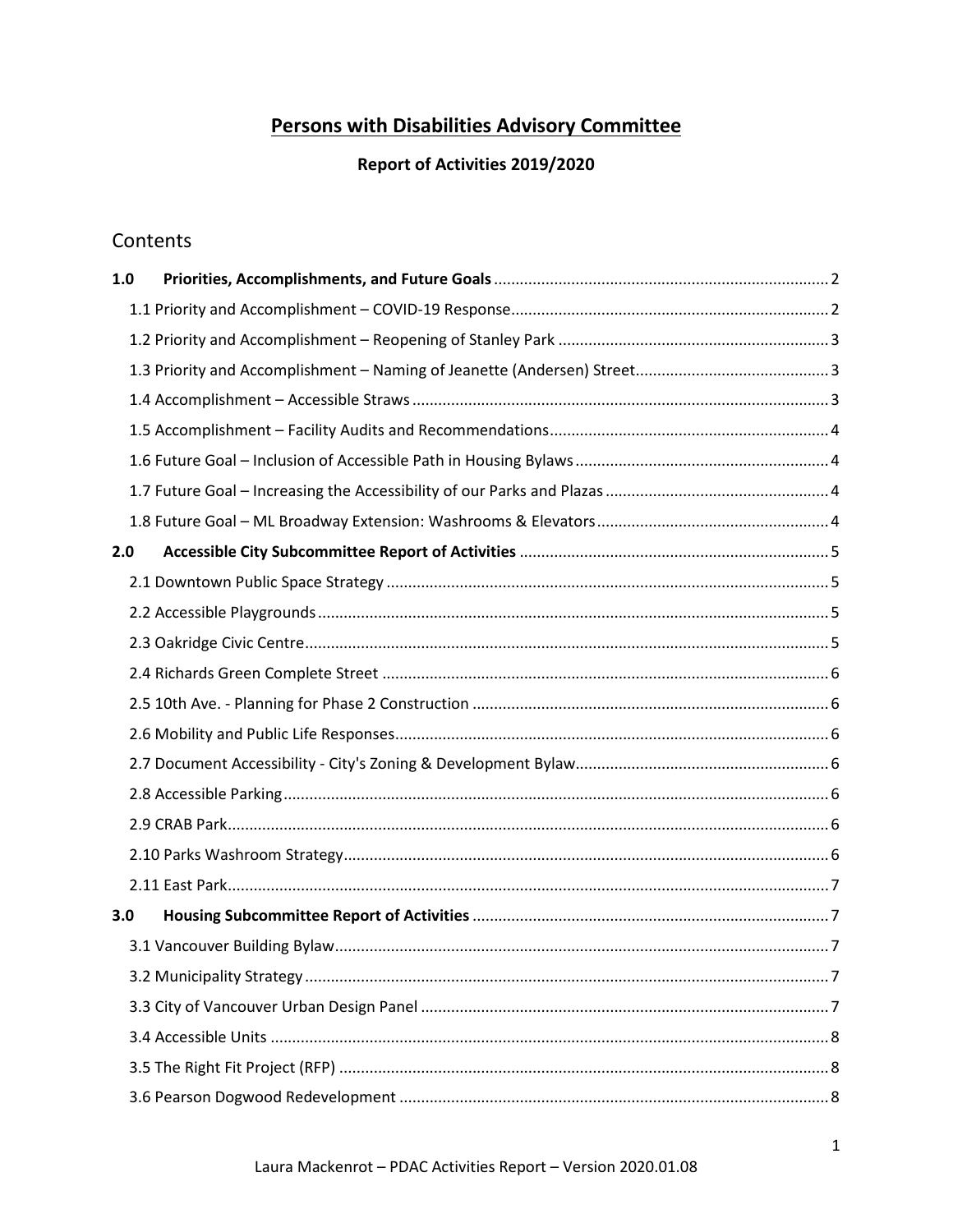# Persons with Disabilities Advisory Committee

## Report of Activities 2019/2020

## Contents

**1.0 Priorities, Accomplishments, and Future Goals** ..... 2

- 1.1 Priority and Accomplishment – COVID-19 Response ..... 2
- 1.2 Priority and Accomplishment – Reopening of Stanley Park ..... 3
- 1.3 Priority and Accomplishment – Naming of Jeanette (Andersen) Street ..... 3
- 1.4 Accomplishment – Accessible Straws ..... 3
- 1.5 Accomplishment – Facility Audits and Recommendations ..... 4
- 1.6 Future Goal – Inclusion of Accessible Path in Housing Bylaws ..... 4
- 1.7 Future Goal – Increasing the Accessibility of our Parks and Plazas ..... 4
- 1.8 Future Goal – ML Broadway Extension: Washrooms & Elevators ..... 4

**2.0 Accessible City Subcommittee Report of Activities** ..... 5

- 2.1 Downtown Public Space Strategy ..... 5
- 2.2 Accessible Playgrounds ..... 5
- 2.3 Oakridge Civic Centre ..... 5
- 2.4 Richards Green Complete Street ..... 6
- 2.5 10th Ave. - Planning for Phase 2 Construction ..... 6
- 2.6 Mobility and Public Life Responses ..... 6
- 2.7 Document Accessibility - City's Zoning & Development Bylaw ..... 6
- 2.8 Accessible Parking ..... 6
- 2.9 CRAB Park ..... 6
- 2.10 Parks Washroom Strategy ..... 6
- 2.11 East Park ..... 7

**3.0 Housing Subcommittee Report of Activities** ..... 7

- 3.1 Vancouver Building Bylaw ..... 7
- 3.2 Municipality Strategy ..... 7
- 3.3 City of Vancouver Urban Design Panel ..... 7
- 3.4 Accessible Units ..... 8
- 3.5 The Right Fit Project (RFP) ..... 8
- 3.6 Pearson Dogwood Redevelopment ..... 8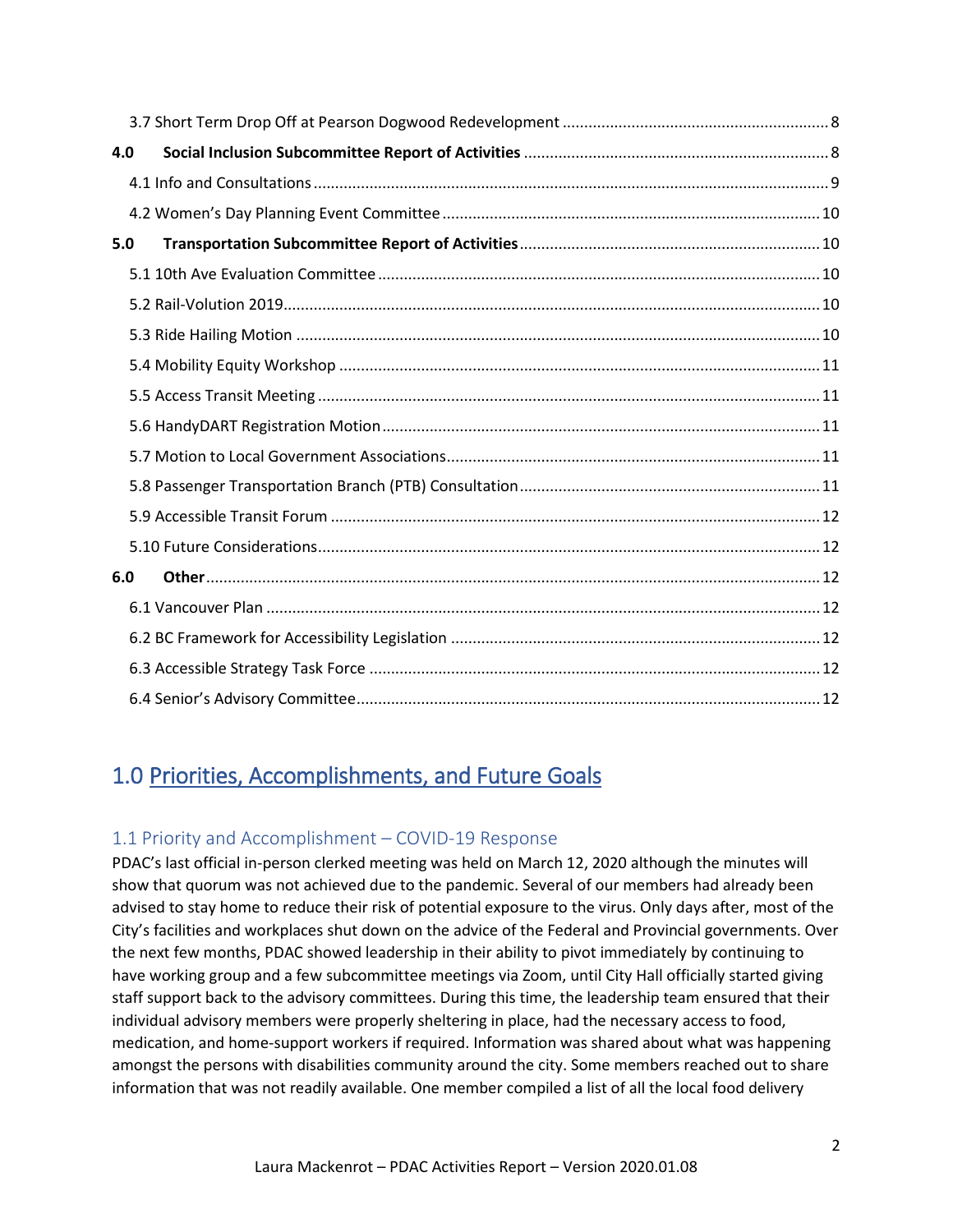3.7 Short Term Drop Off at Pearson Dogwood Redevelopment ........ 8

**4.0 Social Inclusion Subcommittee Report of Activities** ........ 8

4.1 Info and Consultations ........ 9

4.2 Women's Day Planning Event Committee ........ 10

**5.0 Transportation Subcommittee Report of Activities** ........ 10

5.1 10th Ave Evaluation Committee ........ 10

5.2 Rail-Volution 2019 ........ 10

5.3 Ride Hailing Motion ........ 10

5.4 Mobility Equity Workshop ........ 11

5.5 Access Transit Meeting ........ 11

5.6 HandyDART Registration Motion ........ 11

5.7 Motion to Local Government Associations ........ 11

5.8 Passenger Transportation Branch (PTB) Consultation ........ 11

5.9 Accessible Transit Forum ........ 12

5.10 Future Considerations ........ 12

**6.0 Other** ........ 12

6.1 Vancouver Plan ........ 12

6.2 BC Framework for Accessibility Legislation ........ 12

6.3 Accessible Strategy Task Force ........ 12

6.4 Senior's Advisory Committee ........ 12

# 1.0 Priorities, Accomplishments, and Future Goals

## 1.1 Priority and Accomplishment – COVID-19 Response

PDAC's last official in-person clerked meeting was held on March 12, 2020 although the minutes will show that quorum was not achieved due to the pandemic. Several of our members had already been advised to stay home to reduce their risk of potential exposure to the virus. Only days after, most of the City's facilities and workplaces shut down on the advice of the Federal and Provincial governments. Over the next few months, PDAC showed leadership in their ability to pivot immediately by continuing to have working group and a few subcommittee meetings via Zoom, until City Hall officially started giving staff support back to the advisory committees. During this time, the leadership team ensured that their individual advisory members were properly sheltering in place, had the necessary access to food, medication, and home-support workers if required. Information was shared about what was happening amongst the persons with disabilities community around the city. Some members reached out to share information that was not readily available. One member compiled a list of all the local food delivery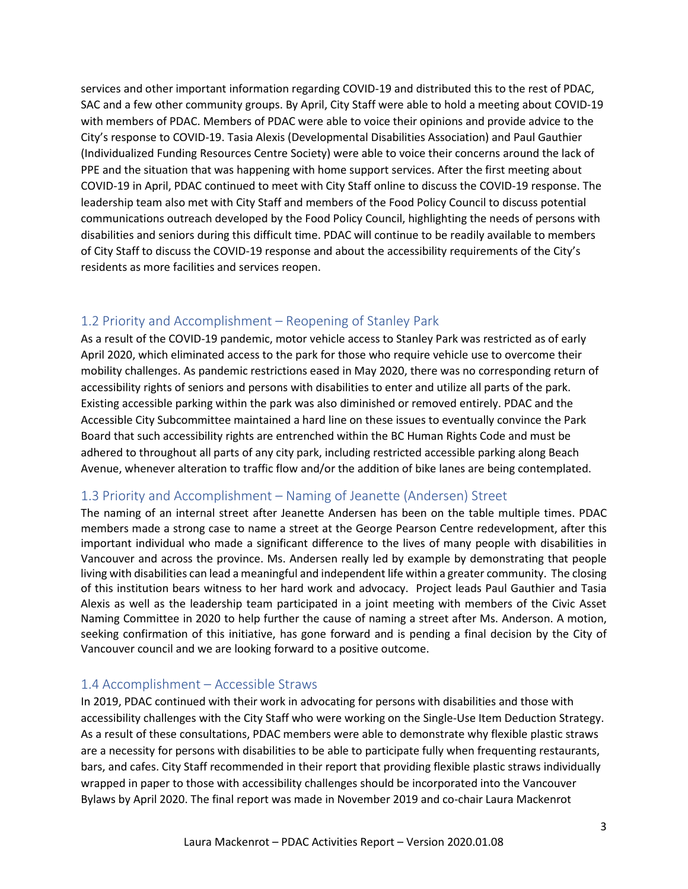services and other important information regarding COVID-19 and distributed this to the rest of PDAC, SAC and a few other community groups. By April, City Staff were able to hold a meeting about COVID-19 with members of PDAC. Members of PDAC were able to voice their opinions and provide advice to the City's response to COVID-19. Tasia Alexis (Developmental Disabilities Association) and Paul Gauthier (Individualized Funding Resources Centre Society) were able to voice their concerns around the lack of PPE and the situation that was happening with home support services. After the first meeting about COVID-19 in April, PDAC continued to meet with City Staff online to discuss the COVID-19 response. The leadership team also met with City Staff and members of the Food Policy Council to discuss potential communications outreach developed by the Food Policy Council, highlighting the needs of persons with disabilities and seniors during this difficult time. PDAC will continue to be readily available to members of City Staff to discuss the COVID-19 response and about the accessibility requirements of the City's residents as more facilities and services reopen.

## 1.2 Priority and Accomplishment – Reopening of Stanley Park

As a result of the COVID-19 pandemic, motor vehicle access to Stanley Park was restricted as of early April 2020, which eliminated access to the park for those who require vehicle use to overcome their mobility challenges. As pandemic restrictions eased in May 2020, there was no corresponding return of accessibility rights of seniors and persons with disabilities to enter and utilize all parts of the park. Existing accessible parking within the park was also diminished or removed entirely. PDAC and the Accessible City Subcommittee maintained a hard line on these issues to eventually convince the Park Board that such accessibility rights are entrenched within the BC Human Rights Code and must be adhered to throughout all parts of any city park, including restricted accessible parking along Beach Avenue, whenever alteration to traffic flow and/or the addition of bike lanes are being contemplated.

## 1.3 Priority and Accomplishment – Naming of Jeanette (Andersen) Street

The naming of an internal street after Jeanette Andersen has been on the table multiple times. PDAC members made a strong case to name a street at the George Pearson Centre redevelopment, after this important individual who made a significant difference to the lives of many people with disabilities in Vancouver and across the province. Ms. Andersen really led by example by demonstrating that people living with disabilities can lead a meaningful and independent life within a greater community. The closing of this institution bears witness to her hard work and advocacy. Project leads Paul Gauthier and Tasia Alexis as well as the leadership team participated in a joint meeting with members of the Civic Asset Naming Committee in 2020 to help further the cause of naming a street after Ms. Anderson. A motion, seeking confirmation of this initiative, has gone forward and is pending a final decision by the City of Vancouver council and we are looking forward to a positive outcome.

## 1.4 Accomplishment – Accessible Straws

In 2019, PDAC continued with their work in advocating for persons with disabilities and those with accessibility challenges with the City Staff who were working on the Single-Use Item Reduction Strategy. As a result of these consultations, PDAC members were able to demonstrate why flexible plastic straws are a necessity for persons with disabilities to be able to participate fully when frequenting restaurants, bars, and cafes. City Staff recommended in their report that providing flexible plastic straws individually wrapped in paper to those with accessibility challenges should be incorporated into the Vancouver Bylaws by April 2020. The final report was made in November 2019 and co-chair Laura Mackenrot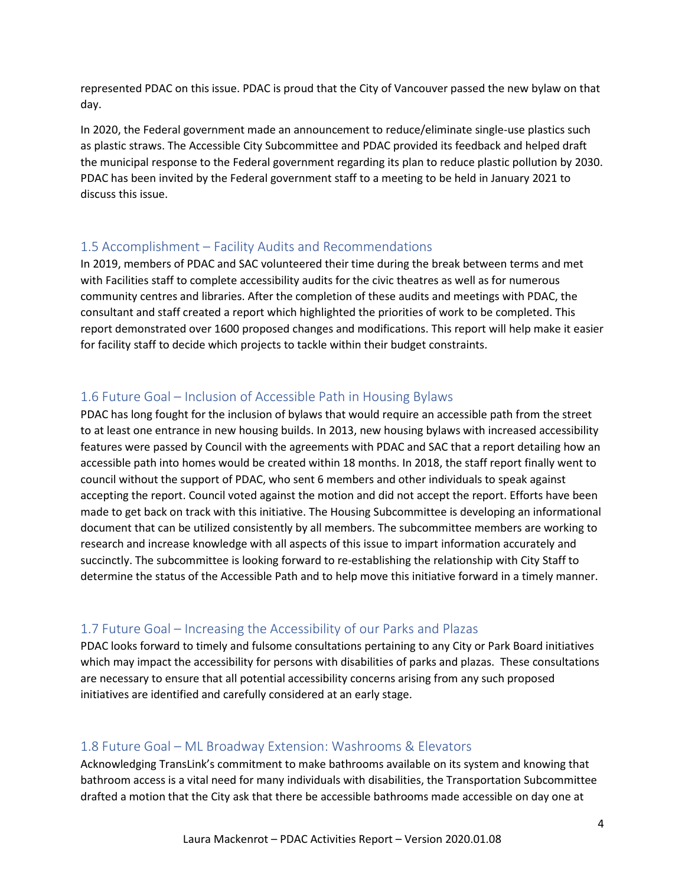represented PDAC on this issue. PDAC is proud that the City of Vancouver passed the new bylaw on that day.

In 2020, the Federal government made an announcement to reduce/eliminate single-use plastics such as plastic straws. The Accessible City Subcommittee and PDAC provided its feedback and helped draft the municipal response to the Federal government regarding its plan to reduce plastic pollution by 2030. PDAC has been invited by the Federal government staff to a meeting to be held in January 2021 to discuss this issue.

## 1.5 Accomplishment – Facility Audits and Recommendations

In 2019, members of PDAC and SAC volunteered their time during the break between terms and met with Facilities staff to complete accessibility audits for the civic theatres as well as for numerous community centres and libraries. After the completion of these audits and meetings with PDAC, the consultant and staff created a report which highlighted the priorities of work to be completed. This report demonstrated over 1600 proposed changes and modifications. This report will help make it easier for facility staff to decide which projects to tackle within their budget constraints.

## 1.6 Future Goal – Inclusion of Accessible Path in Housing Bylaws

PDAC has long fought for the inclusion of bylaws that would require an accessible path from the street to at least one entrance in new housing builds. In 2013, new housing bylaws with increased accessibility features were passed by Council with the agreements with PDAC and SAC that a report detailing how an accessible path into homes would be created within 18 months. In 2018, the staff report finally went to council without the support of PDAC, who sent 6 members and other individuals to speak against accepting the report. Council voted against the motion and did not accept the report. Efforts have been made to get back on track with this initiative. The Housing Subcommittee is developing an informational document that can be utilized consistently by all members. The subcommittee members are working to research and increase knowledge with all aspects of this issue to impart information accurately and succinctly. The subcommittee is looking forward to re-establishing the relationship with City Staff to determine the status of the Accessible Path and to help move this initiative forward in a timely manner.

## 1.7 Future Goal – Increasing the Accessibility of our Parks and Plazas

PDAC looks forward to timely and fulsome consultations pertaining to any City or Park Board initiatives which may impact the accessibility for persons with disabilities of parks and plazas. These consultations are necessary to ensure that all potential accessibility concerns arising from any such proposed initiatives are identified and carefully considered at an early stage.

## 1.8 Future Goal – ML Broadway Extension: Washrooms & Elevators

Acknowledging TransLink's commitment to make bathrooms available on its system and knowing that bathroom access is a vital need for many individuals with disabilities, the Transportation Subcommittee drafted a motion that the City ask that there be accessible bathrooms made accessible on day one at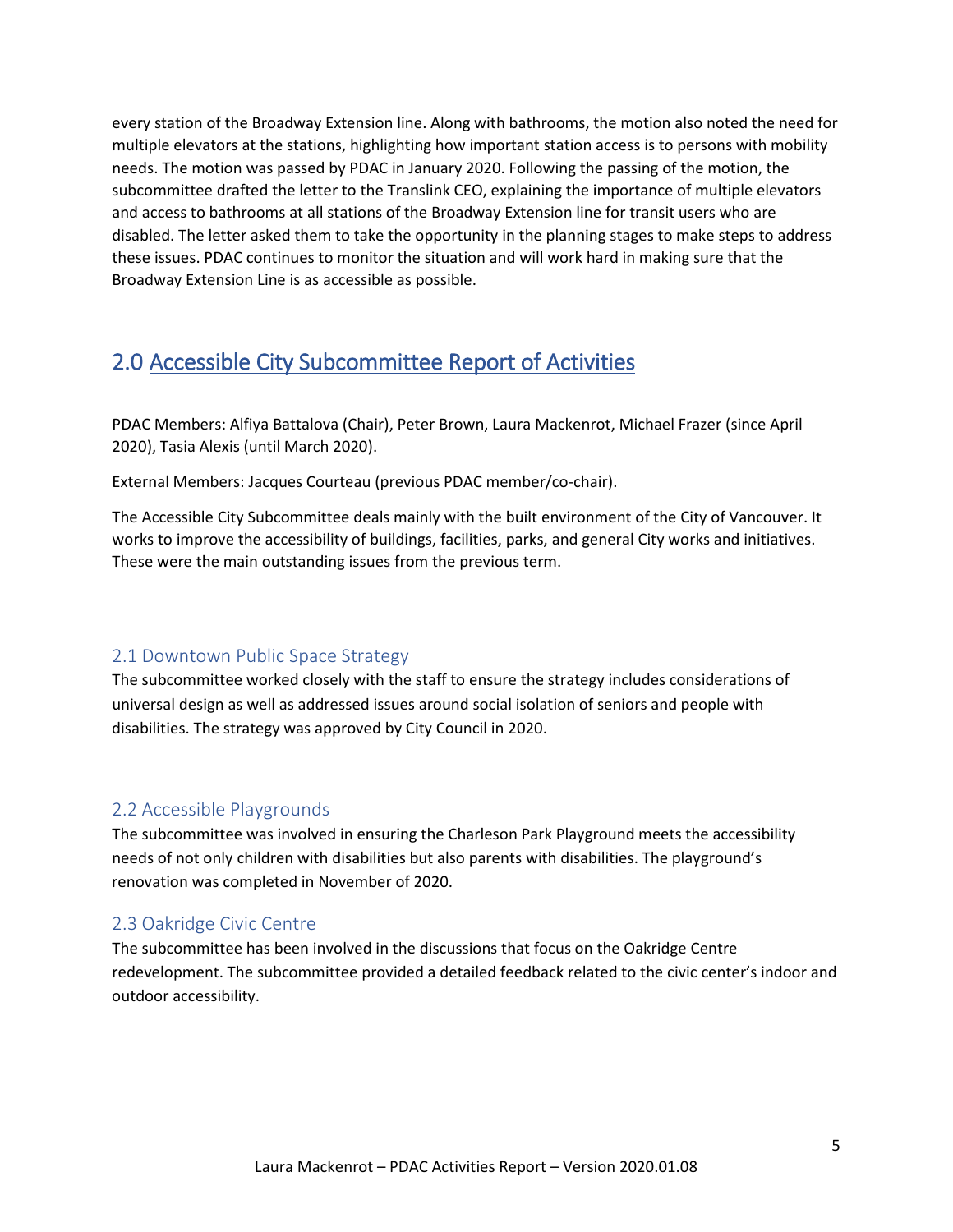every station of the Broadway Extension line. Along with bathrooms, the motion also noted the need for multiple elevators at the stations, highlighting how important station access is to persons with mobility needs. The motion was passed by PDAC in January 2020. Following the passing of the motion, the subcommittee drafted the letter to the Translink CEO, explaining the importance of multiple elevators and access to bathrooms at all stations of the Broadway Extension line for transit users who are disabled. The letter asked them to take the opportunity in the planning stages to make steps to address these issues. PDAC continues to monitor the situation and will work hard in making sure that the Broadway Extension Line is as accessible as possible.

## 2.0 Accessible City Subcommittee Report of Activities

PDAC Members: Alfiya Battalova (Chair), Peter Brown, Laura Mackenrot, Michael Frazer (since April 2020), Tasia Alexis (until March 2020).

External Members: Jacques Courteau (previous PDAC member/co-chair).

The Accessible City Subcommittee deals mainly with the built environment of the City of Vancouver. It works to improve the accessibility of buildings, facilities, parks, and general City works and initiatives. These were the main outstanding issues from the previous term.

### 2.1 Downtown Public Space Strategy

The subcommittee worked closely with the staff to ensure the strategy includes considerations of universal design as well as addressed issues around social isolation of seniors and people with disabilities. The strategy was approved by City Council in 2020.

### 2.2 Accessible Playgrounds

The subcommittee was involved in ensuring the Charleson Park Playground meets the accessibility needs of not only children with disabilities but also parents with disabilities. The playground's renovation was completed in November of 2020.

### 2.3 Oakridge Civic Centre

The subcommittee has been involved in the discussions that focus on the Oakridge Centre redevelopment. The subcommittee provided a detailed feedback related to the civic center's indoor and outdoor accessibility.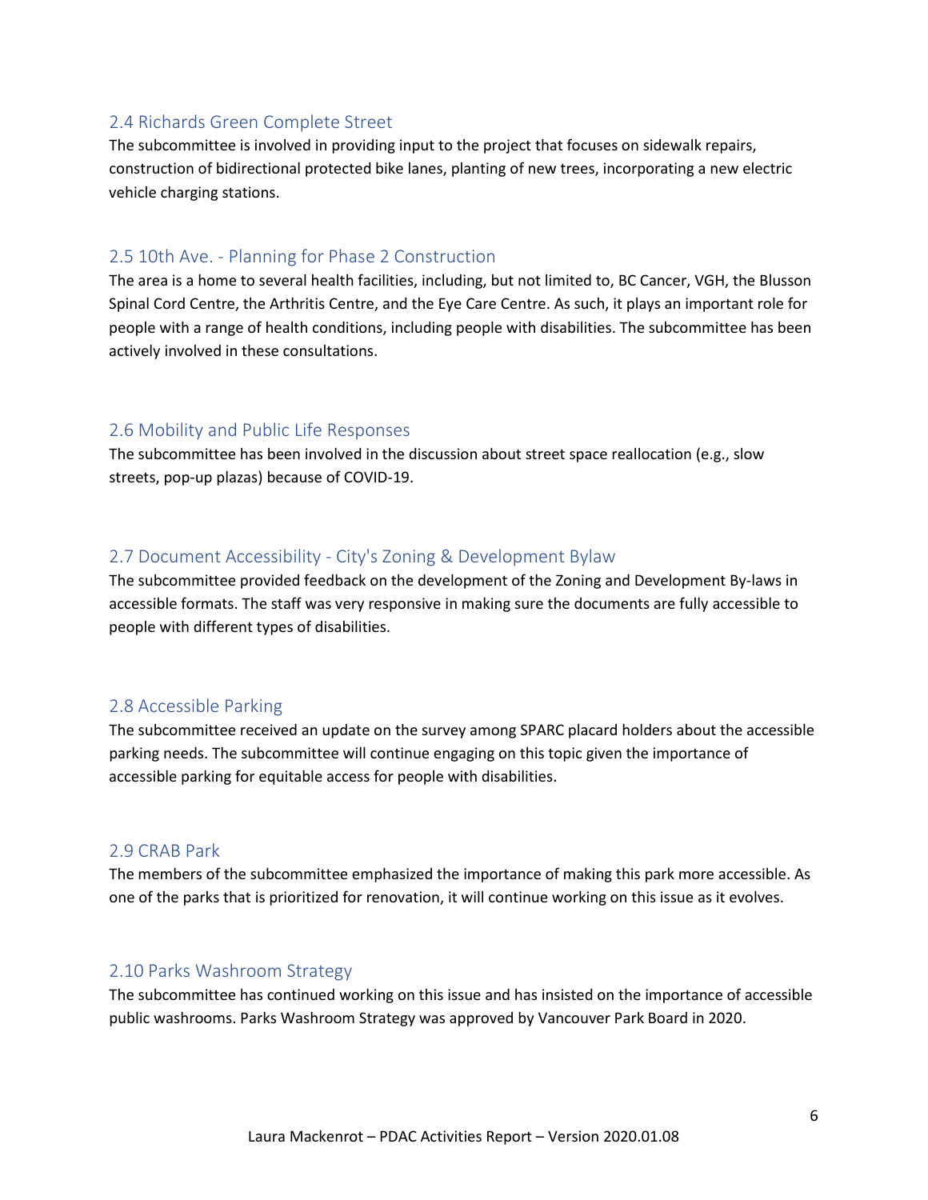## 2.4 Richards Green Complete Street

The subcommittee is involved in providing input to the project that focuses on sidewalk repairs, construction of bidirectional protected bike lanes, planting of new trees, incorporating a new electric vehicle charging stations.

## 2.5 10th Ave. - Planning for Phase 2 Construction

The area is a home to several health facilities, including, but not limited to, BC Cancer, VGH, the Blusson Spinal Cord Centre, the Arthritis Centre, and the Eye Care Centre. As such, it plays an important role for people with a range of health conditions, including people with disabilities. The subcommittee has been actively involved in these consultations.

## 2.6 Mobility and Public Life Responses

The subcommittee has been involved in the discussion about street space reallocation (e.g., slow streets, pop-up plazas) because of COVID-19.

## 2.7 Document Accessibility - City's Zoning & Development Bylaw

The subcommittee provided feedback on the development of the Zoning and Development By-laws in accessible formats. The staff was very responsive in making sure the documents are fully accessible to people with different types of disabilities.

## 2.8 Accessible Parking

The subcommittee received an update on the survey among SPARC placard holders about the accessible parking needs. The subcommittee will continue engaging on this topic given the importance of accessible parking for equitable access for people with disabilities.

## 2.9 CRAB Park

The members of the subcommittee emphasized the importance of making this park more accessible. As one of the parks that is prioritized for renovation, it will continue working on this issue as it evolves.

## 2.10 Parks Washroom Strategy

The subcommittee has continued working on this issue and has insisted on the importance of accessible public washrooms. Parks Washroom Strategy was approved by Vancouver Park Board in 2020.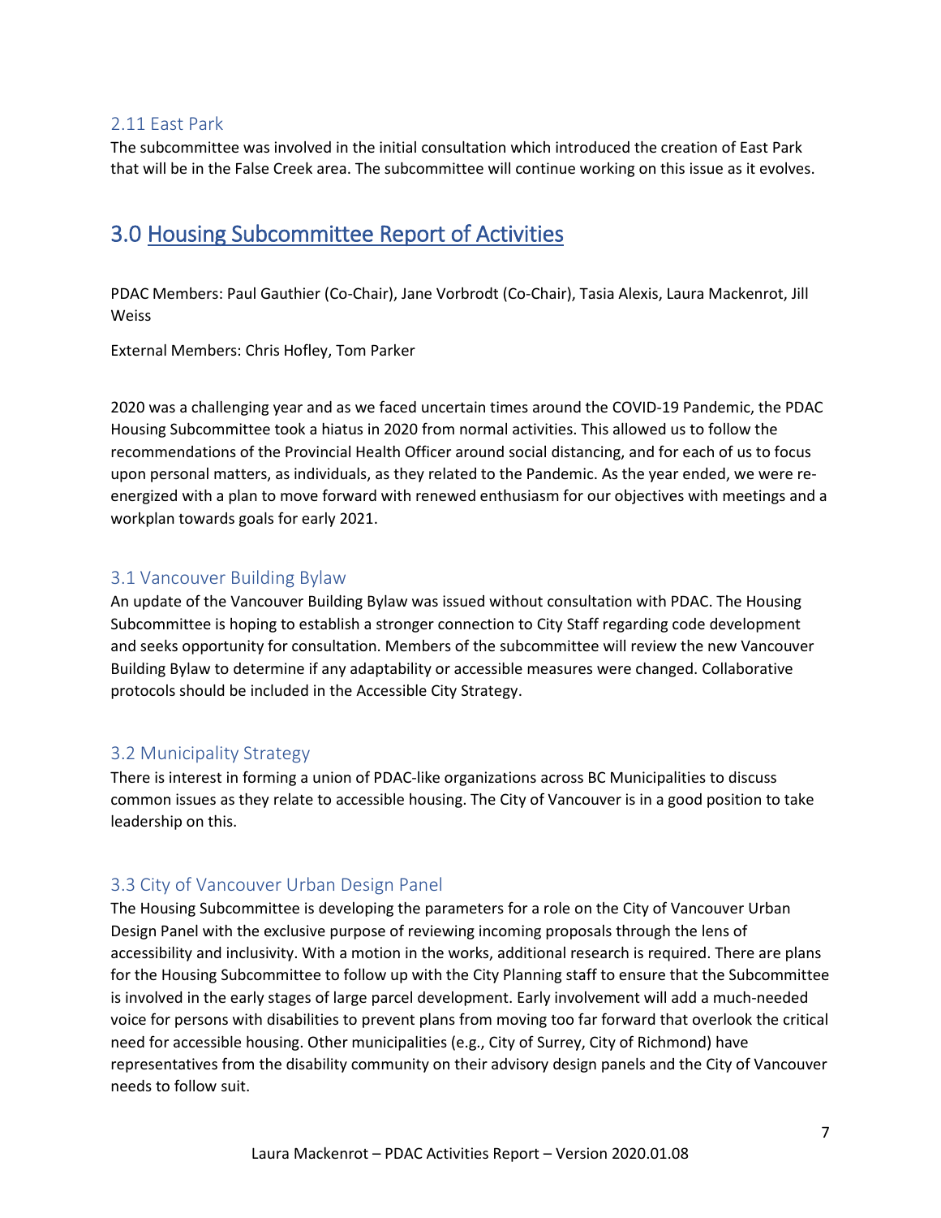### 2.11 East Park

The subcommittee was involved in the initial consultation which introduced the creation of East Park that will be in the False Creek area. The subcommittee will continue working on this issue as it evolves.

## 3.0 Housing Subcommittee Report of Activities

PDAC Members: Paul Gauthier (Co-Chair), Jane Vorbrodt (Co-Chair), Tasia Alexis, Laura Mackenrot, Jill Weiss

External Members: Chris Hofley, Tom Parker

2020 was a challenging year and as we faced uncertain times around the COVID-19 Pandemic, the PDAC Housing Subcommittee took a hiatus in 2020 from normal activities. This allowed us to follow the recommendations of the Provincial Health Officer around social distancing, and for each of us to focus upon personal matters, as individuals, as they related to the Pandemic. As the year ended, we were re-energized with a plan to move forward with renewed enthusiasm for our objectives with meetings and a workplan towards goals for early 2021.

### 3.1 Vancouver Building Bylaw

An update of the Vancouver Building Bylaw was issued without consultation with PDAC. The Housing Subcommittee is hoping to establish a stronger connection to City Staff regarding code development and seeks opportunity for consultation. Members of the subcommittee will review the new Vancouver Building Bylaw to determine if any adaptability or accessible measures were changed. Collaborative protocols should be included in the Accessible City Strategy.

### 3.2 Municipality Strategy

There is interest in forming a union of PDAC-like organizations across BC Municipalities to discuss common issues as they relate to accessible housing. The City of Vancouver is in a good position to take leadership on this.

### 3.3 City of Vancouver Urban Design Panel

The Housing Subcommittee is developing the parameters for a role on the City of Vancouver Urban Design Panel with the exclusive purpose of reviewing incoming proposals through the lens of accessibility and inclusivity. With a motion in the works, additional research is required. There are plans for the Housing Subcommittee to follow up with the City Planning staff to ensure that the Subcommittee is involved in the early stages of large parcel development. Early involvement will add a much-needed voice for persons with disabilities to prevent plans from moving too far forward that overlook the critical need for accessible housing. Other municipalities (e.g., City of Surrey, City of Richmond) have representatives from the disability community on their advisory design panels and the City of Vancouver needs to follow suit.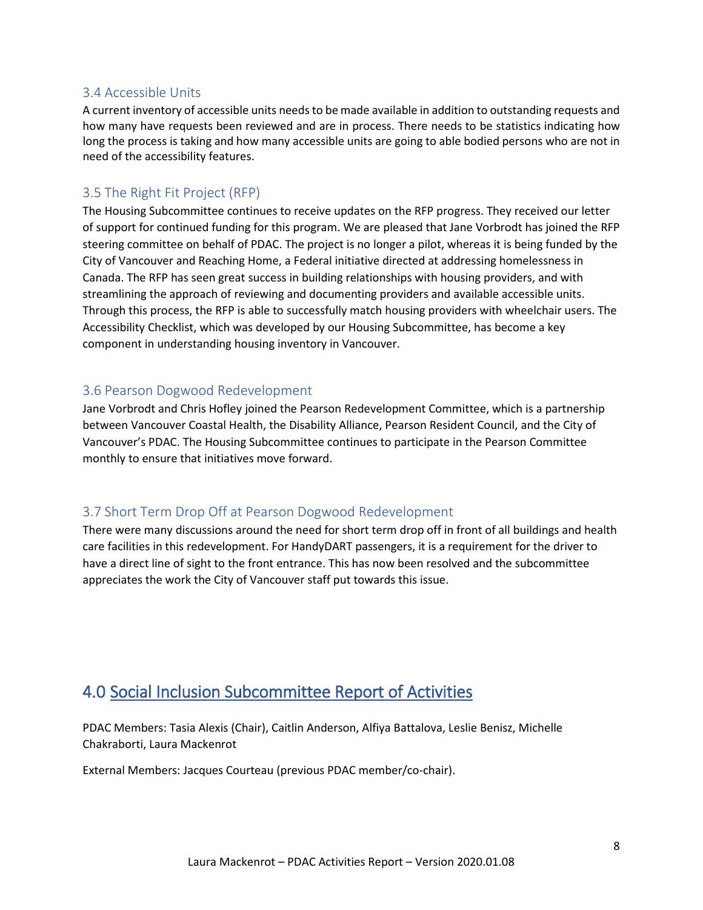### 3.4 Accessible Units

A current inventory of accessible units needs to be made available in addition to outstanding requests and how many have requests been reviewed and are in process. There needs to be statistics indicating how long the process is taking and how many accessible units are going to able bodied persons who are not in need of the accessibility features.

### 3.5 The Right Fit Project (RFP)

The Housing Subcommittee continues to receive updates on the RFP progress. They received our letter of support for continued funding for this program. We are pleased that Jane Vorbrodt has joined the RFP steering committee on behalf of PDAC. The project is no longer a pilot, whereas it is being funded by the City of Vancouver and Reaching Home, a Federal initiative directed at addressing homelessness in Canada. The RFP has seen great success in building relationships with housing providers, and with streamlining the approach of reviewing and documenting providers and available accessible units. Through this process, the RFP is able to successfully match housing providers with wheelchair users. The Accessibility Checklist, which was developed by our Housing Subcommittee, has become a key component in understanding housing inventory in Vancouver.

### 3.6 Pearson Dogwood Redevelopment

Jane Vorbrodt and Chris Hofley joined the Pearson Redevelopment Committee, which is a partnership between Vancouver Coastal Health, the Disability Alliance, Pearson Resident Council, and the City of Vancouver's PDAC. The Housing Subcommittee continues to participate in the Pearson Committee monthly to ensure that initiatives move forward.

### 3.7 Short Term Drop Off at Pearson Dogwood Redevelopment

There were many discussions around the need for short term drop off in front of all buildings and health care facilities in this redevelopment. For HandyDART passengers, it is a requirement for the driver to have a direct line of sight to the front entrance. This has now been resolved and the subcommittee appreciates the work the City of Vancouver staff put towards this issue.

## 4.0 Social Inclusion Subcommittee Report of Activities

PDAC Members: Tasia Alexis (Chair), Caitlin Anderson, Alfiya Battalova, Leslie Benisz, Michelle Chakraborti, Laura Mackenrot

External Members: Jacques Courteau (previous PDAC member/co-chair).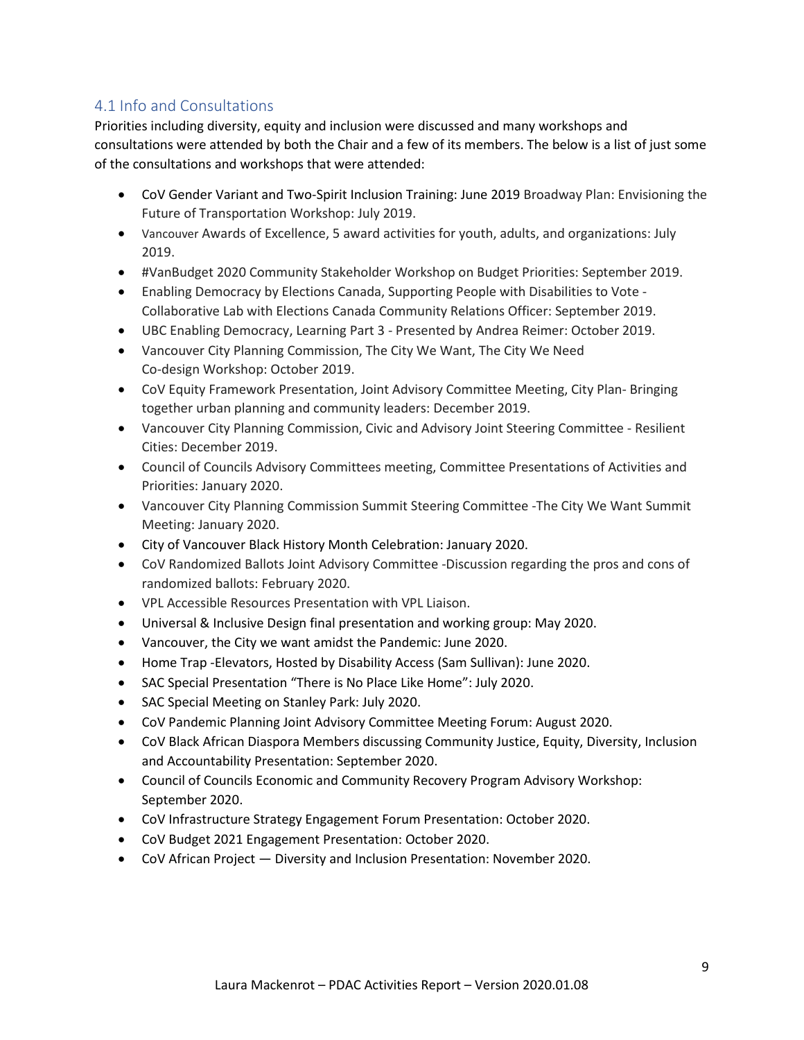## 4.1 Info and Consultations

Priorities including diversity, equity and inclusion were discussed and many workshops and consultations were attended by both the Chair and a few of its members. The below is a list of just some of the consultations and workshops that were attended:

- CoV Gender Variant and Two-Spirit Inclusion Training: June 2019 Broadway Plan: Envisioning the Future of Transportation Workshop: July 2019.
- Vancouver Awards of Excellence, 5 award activities for youth, adults, and organizations: July 2019.
- #VanBudget 2020 Community Stakeholder Workshop on Budget Priorities: September 2019.
- Enabling Democracy by Elections Canada, Supporting People with Disabilities to Vote - Collaborative Lab with Elections Canada Community Relations Officer: September 2019.
- UBC Enabling Democracy, Learning Part 3 - Presented by Andrea Reimer: October 2019.
- Vancouver City Planning Commission, The City We Want, The City We Need Co-design Workshop: October 2019.
- CoV Equity Framework Presentation, Joint Advisory Committee Meeting, City Plan- Bringing together urban planning and community leaders: December 2019.
- Vancouver City Planning Commission, Civic and Advisory Joint Steering Committee - Resilient Cities: December 2019.
- Council of Councils Advisory Committees meeting, Committee Presentations of Activities and Priorities: January 2020.
- Vancouver City Planning Commission Summit Steering Committee -The City We Want Summit Meeting: January 2020.
- City of Vancouver Black History Month Celebration: January 2020.
- CoV Randomized Ballots Joint Advisory Committee -Discussion regarding the pros and cons of randomized ballots: February 2020.
- VPL Accessible Resources Presentation with VPL Liaison.
- Universal & Inclusive Design final presentation and working group: May 2020.
- Vancouver, the City we want amidst the Pandemic: June 2020.
- Home Trap -Elevators, Hosted by Disability Access (Sam Sullivan): June 2020.
- SAC Special Presentation "There is No Place Like Home": July 2020.
- SAC Special Meeting on Stanley Park: July 2020.
- CoV Pandemic Planning Joint Advisory Committee Meeting Forum: August 2020.
- CoV Black African Diaspora Members discussing Community Justice, Equity, Diversity, Inclusion and Accountability Presentation: September 2020.
- Council of Councils Economic and Community Recovery Program Advisory Workshop: September 2020.
- CoV Infrastructure Strategy Engagement Forum Presentation: October 2020.
- CoV Budget 2021 Engagement Presentation: October 2020.
- CoV African Project — Diversity and Inclusion Presentation: November 2020.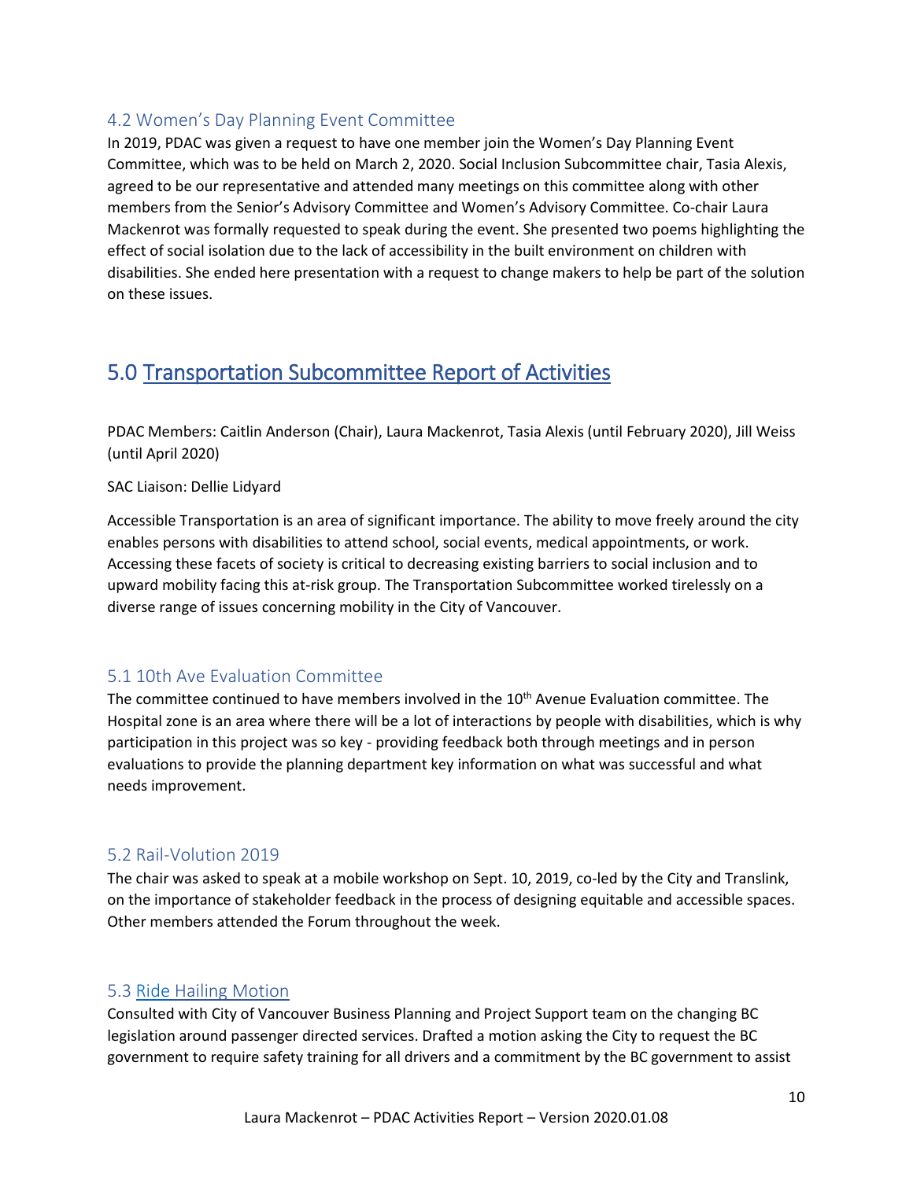### 4.2 Women's Day Planning Event Committee

In 2019, PDAC was given a request to have one member join the Women's Day Planning Event Committee, which was to be held on March 2, 2020. Social Inclusion Subcommittee chair, Tasia Alexis, agreed to be our representative and attended many meetings on this committee along with other members from the Senior's Advisory Committee and Women's Advisory Committee. Co-chair Laura Mackenrot was formally requested to speak during the event. She presented two poems highlighting the effect of social isolation due to the lack of accessibility in the built environment on children with disabilities. She ended here presentation with a request to change makers to help be part of the solution on these issues.

## 5.0 Transportation Subcommittee Report of Activities

PDAC Members: Caitlin Anderson (Chair), Laura Mackenrot, Tasia Alexis (until February 2020), Jill Weiss (until April 2020)

SAC Liaison: Dellie Lidyard

Accessible Transportation is an area of significant importance. The ability to move freely around the city enables persons with disabilities to attend school, social events, medical appointments, or work. Accessing these facets of society is critical to decreasing existing barriers to social inclusion and to upward mobility facing this at-risk group. The Transportation Subcommittee worked tirelessly on a diverse range of issues concerning mobility in the City of Vancouver.

### 5.1 10th Ave Evaluation Committee

The committee continued to have members involved in the 10th Avenue Evaluation committee. The Hospital zone is an area where there will be a lot of interactions by people with disabilities, which is why participation in this project was so key - providing feedback both through meetings and in person evaluations to provide the planning department key information on what was successful and what needs improvement.

### 5.2 Rail-Volution 2019

The chair was asked to speak at a mobile workshop on Sept. 10, 2019, co-led by the City and Translink, on the importance of stakeholder feedback in the process of designing equitable and accessible spaces. Other members attended the Forum throughout the week.

### 5.3 Ride Hailing Motion

Consulted with City of Vancouver Business Planning and Project Support team on the changing BC legislation around passenger directed services. Drafted a motion asking the City to request the BC government to require safety training for all drivers and a commitment by the BC government to assist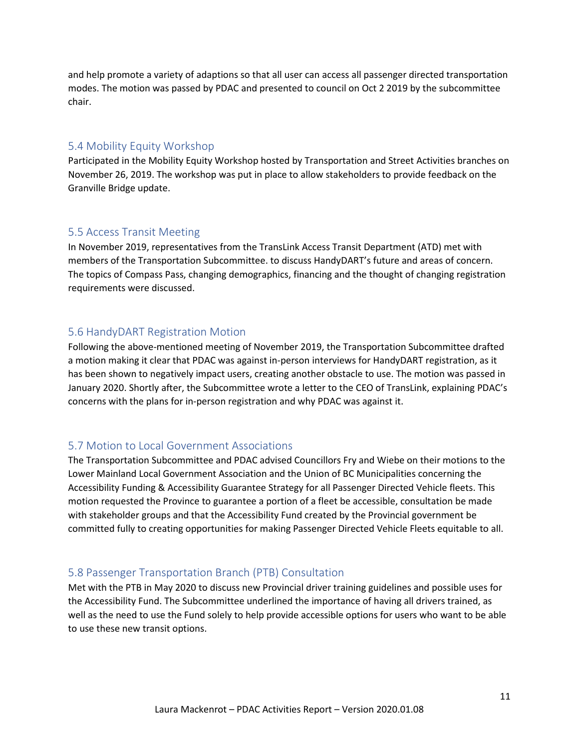and help promote a variety of adaptions so that all user can access all passenger directed transportation modes. The motion was passed by PDAC and presented to council on Oct 2 2019 by the subcommittee chair.

### 5.4 Mobility Equity Workshop

Participated in the Mobility Equity Workshop hosted by Transportation and Street Activities branches on November 26, 2019. The workshop was put in place to allow stakeholders to provide feedback on the Granville Bridge update.

### 5.5 Access Transit Meeting

In November 2019, representatives from the TransLink Access Transit Department (ATD) met with members of the Transportation Subcommittee. to discuss HandyDART's future and areas of concern. The topics of Compass Pass, changing demographics, financing and the thought of changing registration requirements were discussed.

### 5.6 HandyDART Registration Motion

Following the above-mentioned meeting of November 2019, the Transportation Subcommittee drafted a motion making it clear that PDAC was against in-person interviews for HandyDART registration, as it has been shown to negatively impact users, creating another obstacle to use. The motion was passed in January 2020. Shortly after, the Subcommittee wrote a letter to the CEO of TransLink, explaining PDAC's concerns with the plans for in-person registration and why PDAC was against it.

### 5.7 Motion to Local Government Associations

The Transportation Subcommittee and PDAC advised Councillors Fry and Wiebe on their motions to the Lower Mainland Local Government Association and the Union of BC Municipalities concerning the Accessibility Funding & Accessibility Guarantee Strategy for all Passenger Directed Vehicle fleets. This motion requested the Province to guarantee a portion of a fleet be accessible, consultation be made with stakeholder groups and that the Accessibility Fund created by the Provincial government be committed fully to creating opportunities for making Passenger Directed Vehicle Fleets equitable to all.

### 5.8 Passenger Transportation Branch (PTB) Consultation

Met with the PTB in May 2020 to discuss new Provincial driver training guidelines and possible uses for the Accessibility Fund. The Subcommittee underlined the importance of having all drivers trained, as well as the need to use the Fund solely to help provide accessible options for users who want to be able to use these new transit options.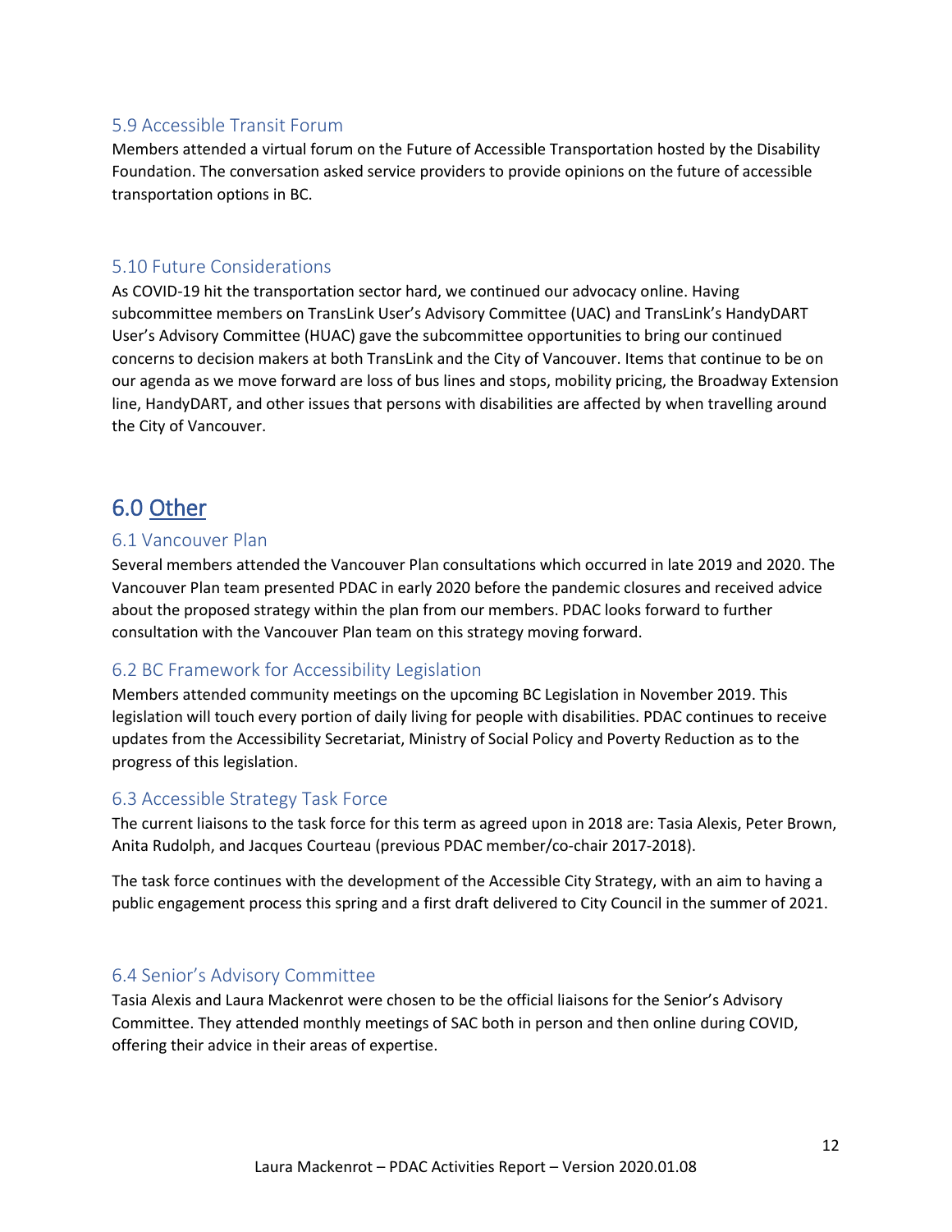### 5.9 Accessible Transit Forum

Members attended a virtual forum on the Future of Accessible Transportation hosted by the Disability Foundation. The conversation asked service providers to provide opinions on the future of accessible transportation options in BC.

### 5.10 Future Considerations

As COVID-19 hit the transportation sector hard, we continued our advocacy online. Having subcommittee members on TransLink User's Advisory Committee (UAC) and TransLink's HandyDART User's Advisory Committee (HUAC) gave the subcommittee opportunities to bring our continued concerns to decision makers at both TransLink and the City of Vancouver. Items that continue to be on our agenda as we move forward are loss of bus lines and stops, mobility pricing, the Broadway Extension line, HandyDART, and other issues that persons with disabilities are affected by when travelling around the City of Vancouver.

## 6.0 Other

### 6.1 Vancouver Plan

Several members attended the Vancouver Plan consultations which occurred in late 2019 and 2020. The Vancouver Plan team presented PDAC in early 2020 before the pandemic closures and received advice about the proposed strategy within the plan from our members. PDAC looks forward to further consultation with the Vancouver Plan team on this strategy moving forward.

### 6.2 BC Framework for Accessibility Legislation

Members attended community meetings on the upcoming BC Legislation in November 2019. This legislation will touch every portion of daily living for people with disabilities. PDAC continues to receive updates from the Accessibility Secretariat, Ministry of Social Policy and Poverty Reduction as to the progress of this legislation.

### 6.3 Accessible Strategy Task Force

The current liaisons to the task force for this term as agreed upon in 2018 are: Tasia Alexis, Peter Brown, Anita Rudolph, and Jacques Courteau (previous PDAC member/co-chair 2017-2018).

The task force continues with the development of the Accessible City Strategy, with an aim to having a public engagement process this spring and a first draft delivered to City Council in the summer of 2021.

### 6.4 Senior's Advisory Committee

Tasia Alexis and Laura Mackenrot were chosen to be the official liaisons for the Senior's Advisory Committee. They attended monthly meetings of SAC both in person and then online during COVID, offering their advice in their areas of expertise.